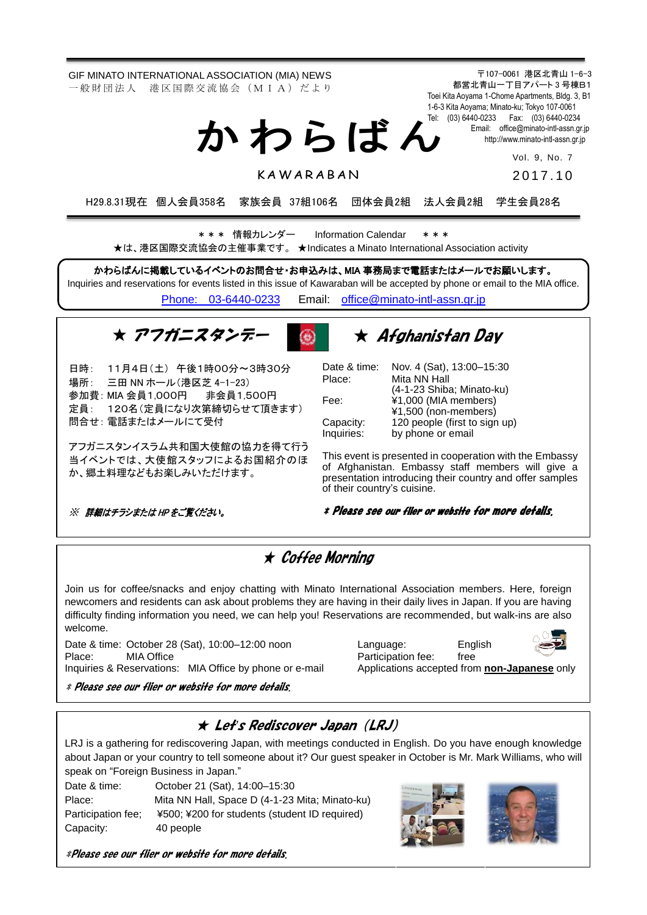GIF MINATO INTERNATIONAL ASSOCIATION (MIA) NEWS
一般財団法人　港区国際交流協会（ＭＩＡ）だより

〒107-0061 港区北青山 1-6-3
都営北青山一丁目アパート３号棟B1
Toei Kita Aoyama 1-Chome Apartments, Bldg. 3, B1
1-6-3 Kita Aoyama; Minato-ku; Tokyo 107-0061
Tel: (03) 6440-0233　Fax: (03) 6440-0234
Email: office@minato-intl-assn.gr.jp
http://www.minato-intl-assn.gr.jp

# かわらばん

KAWARABAN

Vol. 9, No. 7
2017.10

H29.8.31現在　個人会員358名　家族会員 37組106名　団体会員2組　法人会員2組　学生会員28名

＊＊＊ 情報カレンダー　Information Calendar　＊＊＊

★は、港区国際交流協会の主催事業です。★Indicates a Minato International Association activity

**かわらばんに掲載しているイベントのお問合せ・お申込みは、MIA 事務局まで電話またはメールでお願いします。**
Inquiries and reservations for events listed in this issue of Kawaraban will be accepted by phone or email to the MIA office.
Phone: 03-6440-0233　Email: office@minato-intl-assn.gr.jp

## ★ アフガニスタンデー

日時：　11月4日（土）　午後1時00分～3時30分
場所：　三田 NN ホール（港区芝 4-1-23）
参加費：MIA 会員1,000円　　非会員1,500円
定員：　120名（定員になり次第締切らせて頂きます）
問合せ：電話またはメールにて受付

アフガニスタンイスラム共和国大使館の協力を得て行う当イベントでは、大使館スタッフによるお国紹介のほか、郷土料理などもお楽しみいただけます。

※ *詳細はチラシまたは HP をご覧ください。*

## ★ Afghanistan Day

Date & time: Nov. 4 (Sat), 13:00–15:30
Place: Mita NN Hall (4-1-23 Shiba; Minato-ku)
Fee: ¥1,000 (MIA members) ¥1,500 (non-members)
Capacity: 120 people (first to sign up)
Inquiries: by phone or email

This event is presented in cooperation with the Embassy of Afghanistan. Embassy staff members will give a presentation introducing their country and offer samples of their country's cuisine.

*＊Please see our flier or website for more details.*

## ★ Coffee Morning

Join us for coffee/snacks and enjoy chatting with Minato International Association members. Here, foreign newcomers and residents can ask about problems they are having in their daily lives in Japan. If you are having difficulty finding information you need, we can help you! Reservations are recommended, but walk-ins are also welcome.

Date & time: October 28 (Sat), 10:00–12:00 noon
Place: MIA Office
Inquiries & Reservations: MIA Office by phone or e-mail
Language: English
Participation fee: free
Applications accepted from **non-Japanese** only

*＊Please see our flier or website for more details.*

## ★ Let's Rediscover Japan (LRJ)

LRJ is a gathering for rediscovering Japan, with meetings conducted in English. Do you have enough knowledge about Japan or your country to tell someone about it? Our guest speaker in October is Mr. Mark Williams, who will speak on "Foreign Business in Japan."

Date & time: October 21 (Sat), 14:00–15:30
Place: Mita NN Hall, Space D (4-1-23 Mita; Minato-ku)
Participation fee: ¥500; ¥200 for students (student ID required)
Capacity: 40 people

*＊Please see our flier or website for more details.*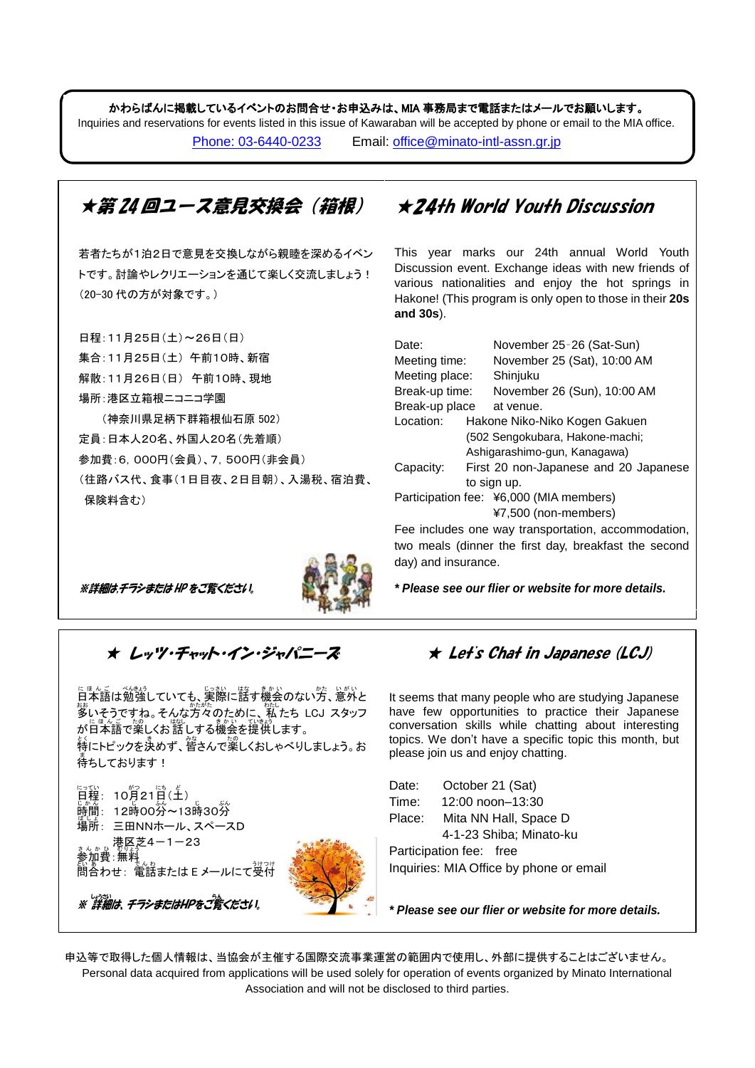かわらばんに掲載しているイベントのお問合せ・お申込みは、MIA 事務局まで電話またはメールでお願いします。
Inquiries and reservations for events listed in this issue of Kawaraban will be accepted by phone or email to the MIA office.
Phone: 03-6440-0233　Email: office@minato-intl-assn.gr.jp

## ★第 24 回ユース意見交換会（箱根）

若者たちが1泊2日で意見を交換しながら親睦を深めるイベントです。討論やレクリエーションを通じて楽しく交流しましょう！（20-30 代の方が対象です。）

日程：11月25日（土）～26日（日）
集合：11月25日（土） 午前10時、新宿
解散：11月26日（日） 午前10時、現地
場所：港区立箱根ニコニコ学園
　（神奈川県足柄下郡箱根仙石原 502）
定員：日本人20名、外国人20名（先着順）
参加費：6，000円（会員）、7，500円（非会員）
（往路バス代、食事（1日目夜、2日目朝）、入湯税、宿泊費、保険料含む）

*※詳細はチラシまたは HP をご覧ください。*

## ★24th World Youth Discussion

This year marks our 24th annual World Youth Discussion event. Exchange ideas with new friends of various nationalities and enjoy the hot springs in Hakone! (This program is only open to those in their **20s and 30s**).

Date: November 25–26 (Sat-Sun)
Meeting time: November 25 (Sat), 10:00 AM
Meeting place: Shinjuku
Break-up time: November 26 (Sun), 10:00 AM
Break-up place at venue.
Location: Hakone Niko-Niko Kogen Gakuen (502 Sengokubara, Hakone-machi; Ashigarashimo-gun, Kanagawa)
Capacity: First 20 non-Japanese and 20 Japanese to sign up.
Participation fee: ¥6,000 (MIA members)
¥7,500 (non-members)
Fee includes one way transportation, accommodation, two meals (dinner the first day, breakfast the second day) and insurance.

***\* Please see our flier or website for more details.***

## ★ レッツ・チャット・イン・ジャパニーズ

日本語は勉強していても、実際に話す機会のない方、意外と多いそうですね。そんな方々のために、私たち LCJ スタッフが日本語で楽しくお話しする機会を提供します。
特にトピックを決めず、皆さんで楽しくおしゃべりしましょう。お待ちしております！

日程： 10月21日（土）
時間： 12時00分～13時30分
場所： 三田NNホール、スペースD
　　　港区芝4－1－23
参加費：無料
問合わせ： 電話または E メールにて受付

*※ 詳細は、チラシまたはHPをご覧ください。*

## ★ Let's Chat in Japanese (LCJ)

It seems that many people who are studying Japanese have few opportunities to practice their Japanese conversation skills while chatting about interesting topics. We don't have a specific topic this month, but please join us and enjoy chatting.

Date: October 21 (Sat)
Time: 12:00 noon–13:30
Place: Mita NN Hall, Space D
4-1-23 Shiba; Minato-ku
Participation fee: free
Inquiries: MIA Office by phone or email

***\* Please see our flier or website for more details.***

申込等で取得した個人情報は、当協会が主催する国際交流事業運営の範囲内で使用し、外部に提供することはございません。
Personal data acquired from applications will be used solely for operation of events organized by Minato International Association and will not be disclosed to third parties.